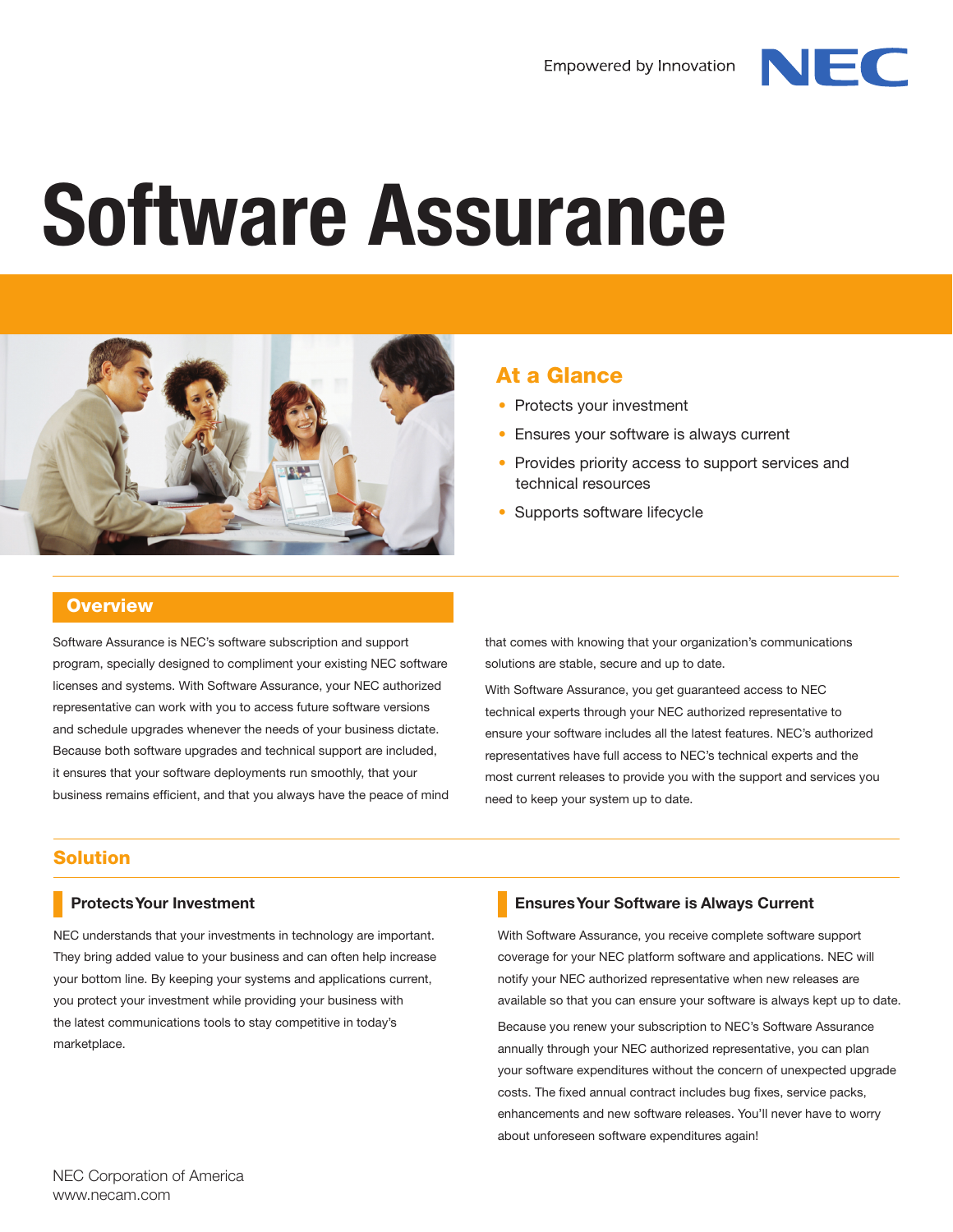Empowered by Innovation NEC

# Software Assurance

## At a Glance

- Protects your investment
- Ensures your software is always current
- Provides priority access to support services and technical resources
- Supports software lifecycle

## Overview

Software Assurance is NEC's software subscription and support program, specially designed to compliment your existing NEC software licenses and systems. With Software Assurance, your NEC authorized representative can work with you to access future software versions and schedule upgrades whenever the needs of your business dictate. Because both software upgrades and technical support are included, it ensures that your software deployments run smoothly, that your business remains efficient, and that you always have the peace of mind that comes with knowing that your organization's communications solutions are stable, secure and up to date.

With Software Assurance, you get guaranteed access to NEC technical experts through your NEC authorized representative to ensure your software includes all the latest features. NEC's authorized representatives have full access to NEC's technical experts and the most current releases to provide you with the support and services you need to keep your system up to date.

## Solution

### Protects Your Investment

NEC understands that your investments in technology are important. They bring added value to your business and can often help increase your bottom line. By keeping your systems and applications current, you protect your investment while providing your business with the latest communications tools to stay competitive in today's marketplace.

### Ensures Your Software is Always Current

With Software Assurance, you receive complete software support coverage for your NEC platform software and applications. NEC will notify your NEC authorized representative when new releases are available so that you can ensure your software is always kept up to date.

Because you renew your subscription to NEC's Software Assurance annually through your NEC authorized representative, you can plan your software expenditures without the concern of unexpected upgrade costs. The fixed annual contract includes bug fixes, service packs, enhancements and new software releases. You'll never have to worry about unforeseen software expenditures again!

NEC Corporation of America
www.necam.com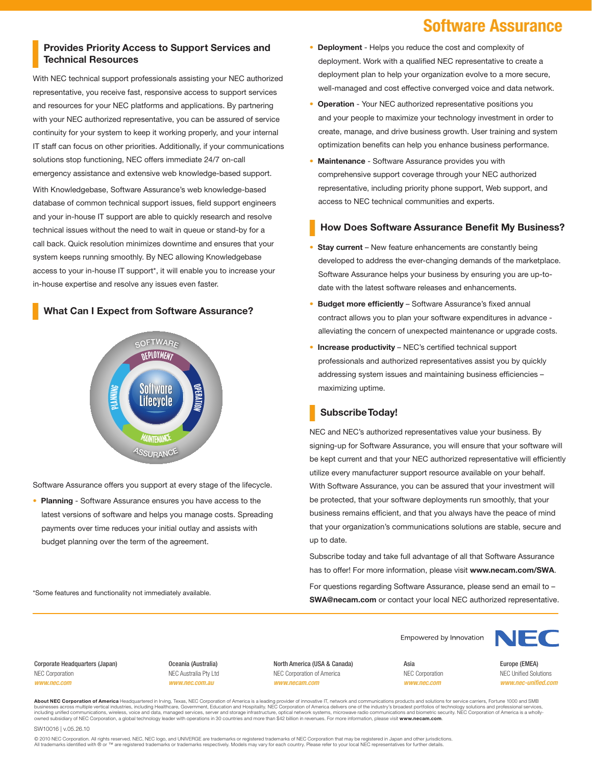# Software Assurance

## Provides Priority Access to Support Services and Technical Resources

With NEC technical support professionals assisting your NEC authorized representative, you receive fast, responsive access to support services and resources for your NEC platforms and applications. By partnering with your NEC authorized representative, you can be assured of service continuity for your system to keep it working properly, and your internal IT staff can focus on other priorities. Additionally, if your communications solutions stop functioning, NEC offers immediate 24/7 on-call emergency assistance and extensive web knowledge-based support.

With Knowledgebase, Software Assurance's web knowledge-based database of common technical support issues, field support engineers and your in-house IT support are able to quickly research and resolve technical issues without the need to wait in queue or stand-by for a call back. Quick resolution minimizes downtime and ensures that your system keeps running smoothly. By NEC allowing Knowledgebase access to your in-house IT support*, it will enable you to increase your in-house expertise and resolve any issues even faster.

## What Can I Expect from Software Assurance?

SOFTWARE
DEPLOYMENT
OPERATION
MAINTENANCE
PLANNING
Software Lifecycle
ASSURANCE

Software Assurance offers you support at every stage of the lifecycle.

- **Planning** - Software Assurance ensures you have access to the latest versions of software and helps you manage costs. Spreading payments over time reduces your initial outlay and assists with budget planning over the term of the agreement.
- **Deployment** - Helps you reduce the cost and complexity of deployment. Work with a qualified NEC representative to create a deployment plan to help your organization evolve to a more secure, well-managed and cost effective converged voice and data network.
- **Operation** - Your NEC authorized representative positions you and your people to maximize your technology investment in order to create, manage, and drive business growth. User training and system optimization benefits can help you enhance business performance.
- **Maintenance** - Software Assurance provides you with comprehensive support coverage through your NEC authorized representative, including priority phone support, Web support, and access to NEC technical communities and experts.

*Some features and functionality not immediately available.

## How Does Software Assurance Benefit My Business?

- **Stay current** – New feature enhancements are constantly being developed to address the ever-changing demands of the marketplace. Software Assurance helps your business by ensuring you are up-to-date with the latest software releases and enhancements.
- **Budget more efficiently** – Software Assurance's fixed annual contract allows you to plan your software expenditures in advance - alleviating the concern of unexpected maintenance or upgrade costs.
- **Increase productivity** – NEC's certified technical support professionals and authorized representatives assist you by quickly addressing system issues and maintaining business efficiencies – maximizing uptime.

## Subscribe Today!

NEC and NEC's authorized representatives value your business. By signing-up for Software Assurance, you will ensure that your software will be kept current and that your NEC authorized representative will efficiently utilize every manufacturer support resource available on your behalf. With Software Assurance, you can be assured that your investment will be protected, that your software deployments run smoothly, that your business remains efficient, and that you always have the peace of mind that your organization's communications solutions are stable, secure and up to date.

Subscribe today and take full advantage of all that Software Assurance has to offer! For more information, please visit **www.necam.com/SWA**.

For questions regarding Software Assurance, please send an email to – **SWA@necam.com** or contact your local NEC authorized representative.

Empowered by Innovation NEC

**Corporate Headquarters (Japan)**
NEC Corporation
*www.nec.com*

**Oceania (Australia)**
NEC Australia Pty Ltd
*www.nec.com.au*

**North America (USA & Canada)**
NEC Corporation of America
*www.necam.com*

**Asia**
NEC Corporation
*www.nec.com*

**Europe (EMEA)**
NEC Unified Solutions
*www.nec-unified.com*

**About NEC Corporation of America** Headquartered in Irving, Texas, NEC Corporation of America is a leading provider of innovative IT, network and communications products and solutions for service carriers, Fortune 1000 and SMB businesses across multiple vertical industries, including Healthcare, Government, Education and Hospitality. NEC Corporation of America delivers one of the industry's broadest portfolios of technology solutions and professional services, including unified communications, wireless, voice and data, managed services, server and storage infrastructure, optical network systems, microwave radio communications and biometric security. NEC Corporation of America is a wholly-owned subsidiary of NEC Corporation, a global technology leader with operations in 30 countries and more than $42 billion in revenues. For more information, please visit **www.necam.com**.

SW10016 | v.05.26.10

© 2010 NEC Corporation. All rights reserved. NEC, NEC logo, and UNIVERGE are trademarks or registered trademarks of NEC Corporation that may be registered in Japan and other jurisdictions. All trademarks identified with ® or ™ are registered trademarks or trademarks respectively. Models may vary for each country. Please refer to your local NEC representatives for further details.